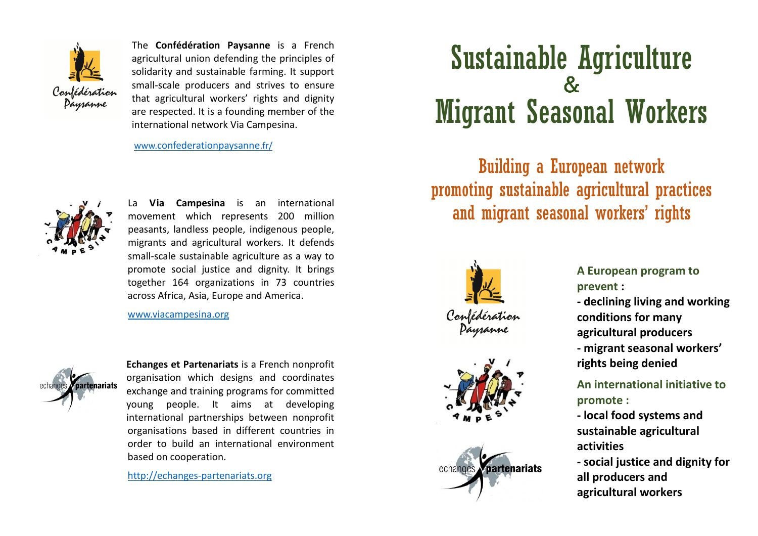The **Confédération Paysanne** is a French agricultural union defending the principles of solidarity and sustainable farming. It support small-scale producers and strives to ensure that agricultural workers' rights and dignity are respected. It is a founding member of the international network Via Campesina.

www.confederationpaysanne.fr/

La **Via Campesina** is an international movement which represents 200 million peasants, landless people, indigenous people, migrants and agricultural workers. It defends small-scale sustainable agriculture as a way to promote social justice and dignity. It brings together 164 organizations in 73 countries across Africa, Asia, Europe and America.

www.viacampesina.org

**Echanges et Partenariats** is a French nonprofit organisation which designs and coordinates exchange and training programs for committed young people. It aims at developing international partnerships between nonprofit organisations based in different countries in order to build an international environment based on cooperation.

http://echanges-partenariats.org

# Sustainable Agriculture & Migrant Seasonal Workers

## Building a European network promoting sustainable agricultural practices and migrant seasonal workers' rights

**A European program to prevent :**

**- declining living and working conditions for many agricultural producers**

**- migrant seasonal workers' rights being denied**

**An international initiative to promote :**

**- local food systems and sustainable agricultural activities**

**- social justice and dignity for all producers and agricultural workers**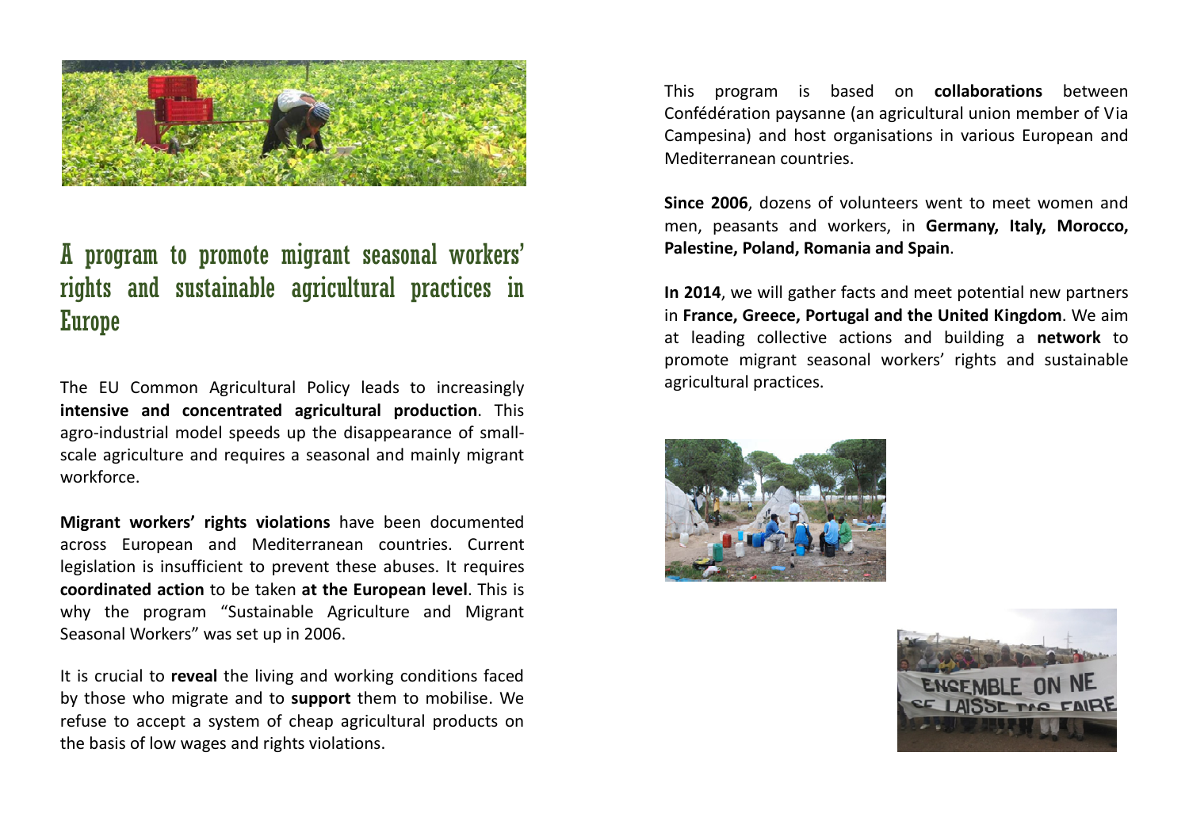## A program to promote migrant seasonal workers' rights and sustainable agricultural practices in Europe

The EU Common Agricultural Policy leads to increasingly **intensive and concentrated agricultural production**. This agro-industrial model speeds up the disappearance of small-scale agriculture and requires a seasonal and mainly migrant workforce.

**Migrant workers' rights violations** have been documented across European and Mediterranean countries. Current legislation is insufficient to prevent these abuses. It requires **coordinated action** to be taken **at the European level**. This is why the program "Sustainable Agriculture and Migrant Seasonal Workers" was set up in 2006.

It is crucial to **reveal** the living and working conditions faced by those who migrate and to **support** them to mobilise. We refuse to accept a system of cheap agricultural products on the basis of low wages and rights violations.

This program is based on **collaborations** between Confédération paysanne (an agricultural union member of Via Campesina) and host organisations in various European and Mediterranean countries.

**Since 2006**, dozens of volunteers went to meet women and men, peasants and workers, in **Germany, Italy, Morocco, Palestine, Poland, Romania and Spain**.

**In 2014**, we will gather facts and meet potential new partners in **France, Greece, Portugal and the United Kingdom**. We aim at leading collective actions and building a **network** to promote migrant seasonal workers' rights and sustainable agricultural practices.